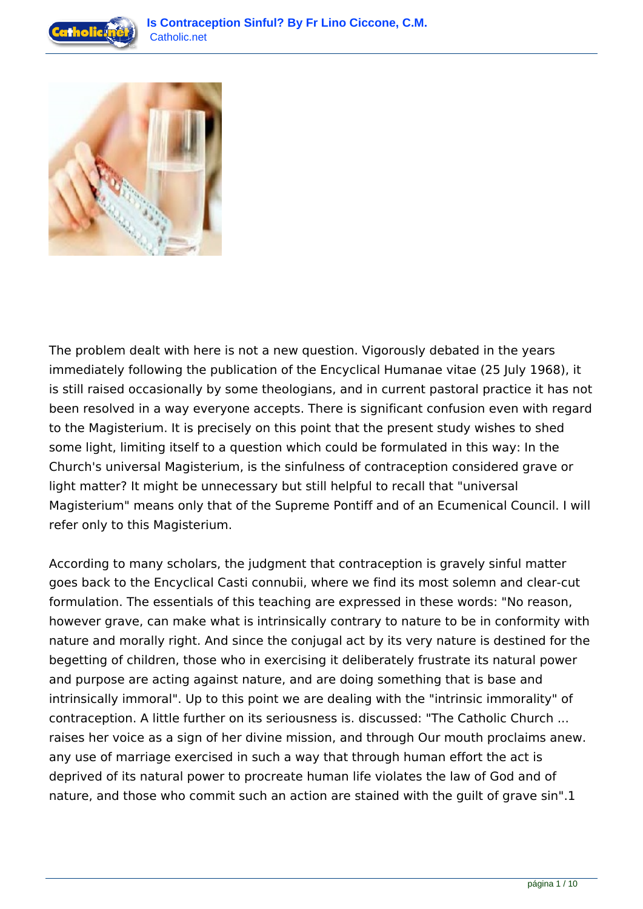The problem dealt with here is not a new question. Vigorously debated in the years immediately following the publication of the Encyclical Humanae vitae (25 July 1968), it is still raised occasionally by some theologians, and in current pastoral practice it has not been resolved in a way everyone accepts. There is significant confusion even with regard to the Magisterium. It is precisely on this point that the present study wishes to shed some light, limiting itself to a question which could be formulated in this way: In the Church's universal Magisterium, is the sinfulness of contraception considered grave or light matter? It might be unnecessary but still helpful to recall that "universal Magisterium" means only that of the Supreme Pontiff and of an Ecumenical Council. I will refer only to this Magisterium.

According to many scholars, the judgment that contraception is gravely sinful matter goes back to the Encyclical Casti connubii, where we find its most solemn and clear-cut formulation. The essentials of this teaching are expressed in these words: "No reason, however grave, can make what is intrinsically contrary to nature to be in conformity with nature and morally right. And since the conjugal act by its very nature is destined for the begetting of children, those who in exercising it deliberately frustrate its natural power and purpose are acting against nature, and are doing something that is base and intrinsically immoral". Up to this point we are dealing with the "intrinsic immorality" of contraception. A little further on its seriousness is. discussed: "The Catholic Church ... raises her voice as a sign of her divine mission, and through Our mouth proclaims anew. any use of marriage exercised in such a way that through human effort the act is deprived of its natural power to procreate human life violates the law of God and of nature, and those who commit such an action are stained with the guilt of grave sin".1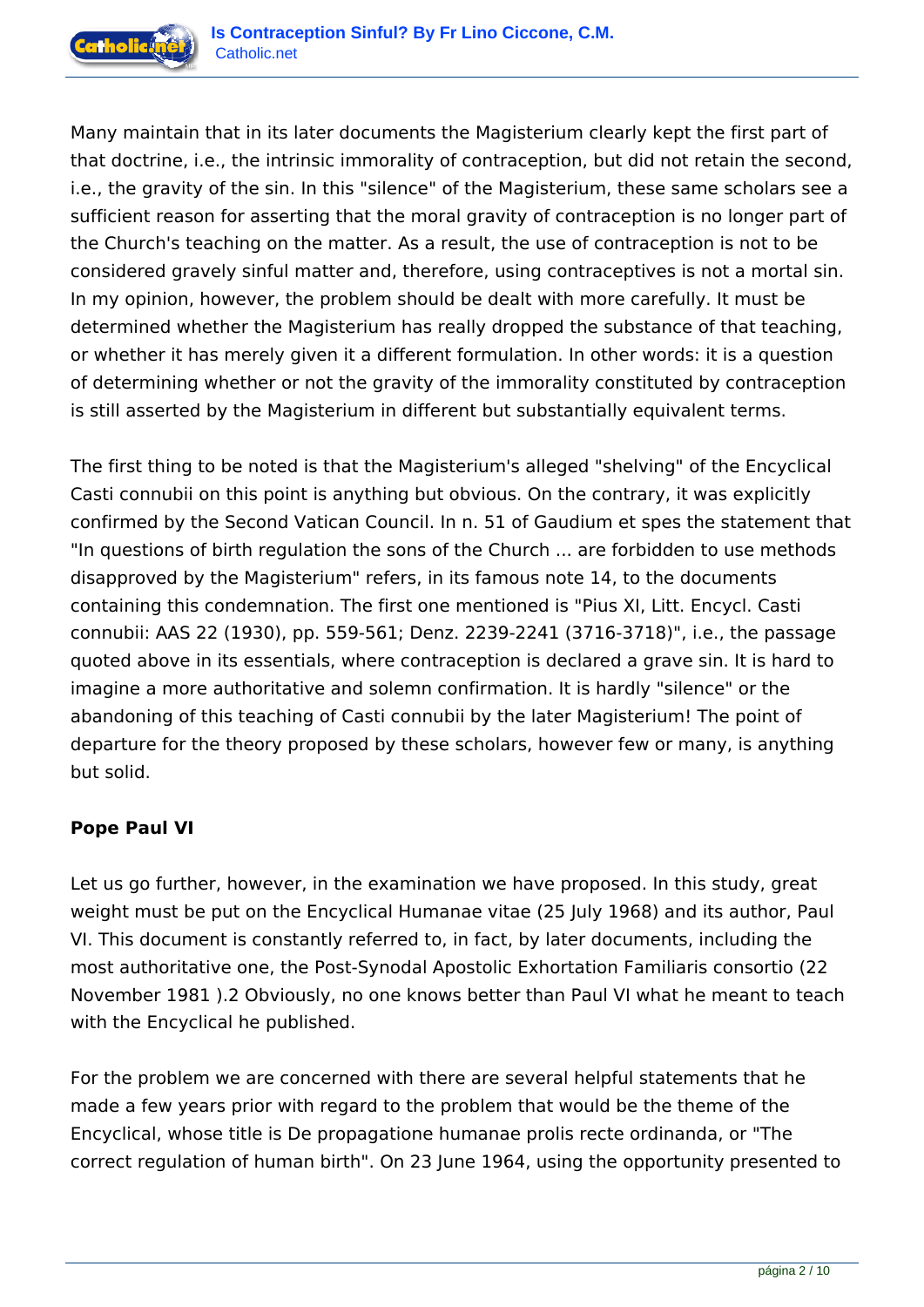Many maintain that in its later documents the Magisterium clearly kept the first part of that doctrine, i.e., the intrinsic immorality of contraception, but did not retain the second, i.e., the gravity of the sin. In this "silence" of the Magisterium, these same scholars see a sufficient reason for asserting that the moral gravity of contraception is no longer part of the Church's teaching on the matter. As a result, the use of contraception is not to be considered gravely sinful matter and, therefore, using contraceptives is not a mortal sin. In my opinion, however, the problem should be dealt with more carefully. It must be determined whether the Magisterium has really dropped the substance of that teaching, or whether it has merely given it a different formulation. In other words: it is a question of determining whether or not the gravity of the immorality constituted by contraception is still asserted by the Magisterium in different but substantially equivalent terms.

The first thing to be noted is that the Magisterium's alleged "shelving" of the Encyclical Casti connubii on this point is anything but obvious. On the contrary, it was explicitly confirmed by the Second Vatican Council. In n. 51 of Gaudium et spes the statement that "In questions of birth regulation the sons of the Church ... are forbidden to use methods disapproved by the Magisterium" refers, in its famous note 14, to the documents containing this condemnation. The first one mentioned is "Pius XI, Litt. Encycl. Casti connubii: AAS 22 (1930), pp. 559-561; Denz. 2239-2241 (3716-3718)", i.e., the passage quoted above in its essentials, where contraception is declared a grave sin. It is hard to imagine a more authoritative and solemn confirmation. It is hardly "silence" or the abandoning of this teaching of Casti connubii by the later Magisterium! The point of departure for the theory proposed by these scholars, however few or many, is anything but solid.

**Pope Paul VI**

Let us go further, however, in the examination we have proposed. In this study, great weight must be put on the Encyclical Humanae vitae (25 July 1968) and its author, Paul VI. This document is constantly referred to, in fact, by later documents, including the most authoritative one, the Post-Synodal Apostolic Exhortation Familiaris consortio (22 November 1981 ).2 Obviously, no one knows better than Paul VI what he meant to teach with the Encyclical he published.

For the problem we are concerned with there are several helpful statements that he made a few years prior with regard to the problem that would be the theme of the Encyclical, whose title is De propagatione humanae prolis recte ordinanda, or "The correct regulation of human birth". On 23 June 1964, using the opportunity presented to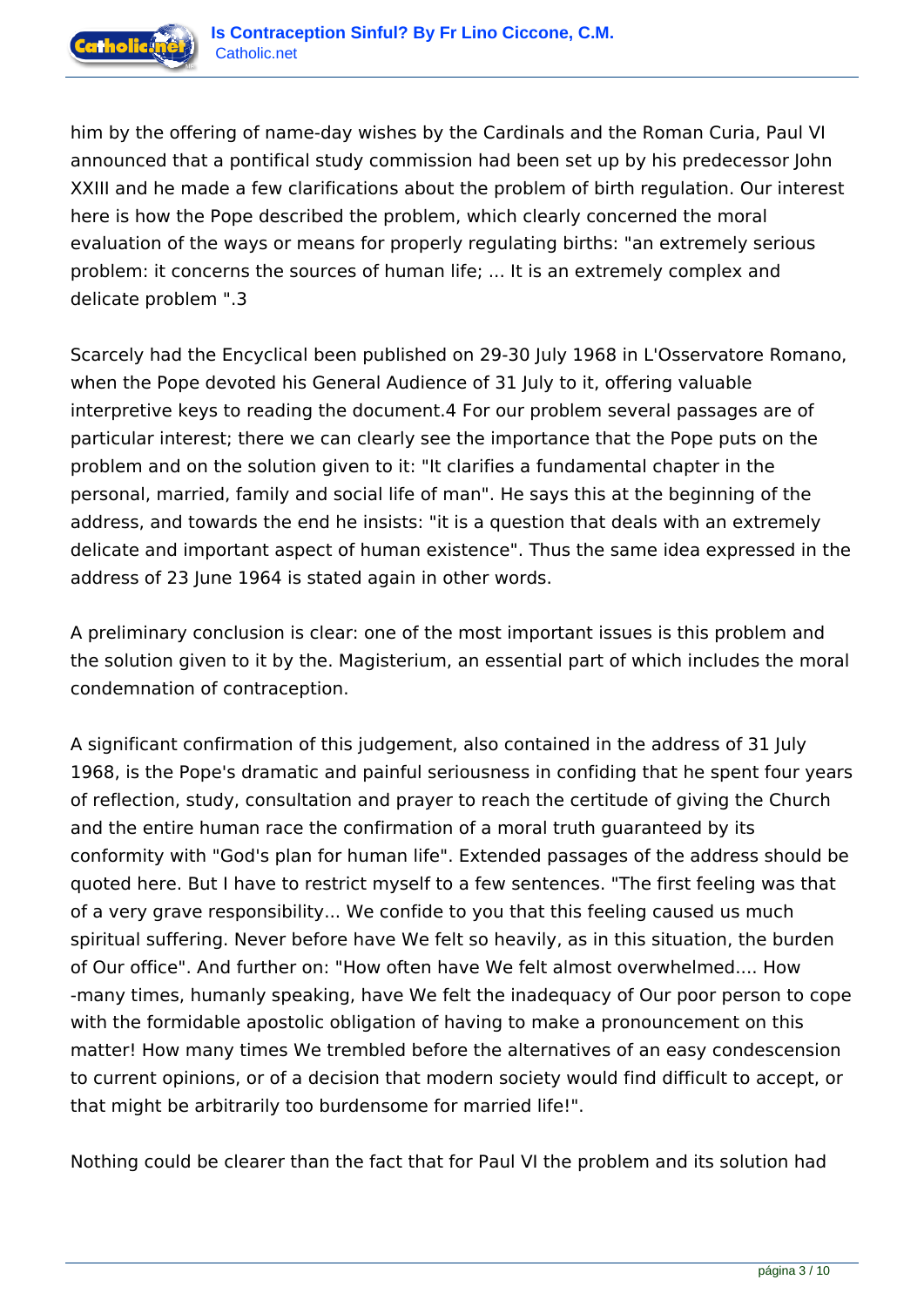him by the offering of name-day wishes by the Cardinals and the Roman Curia, Paul VI announced that a pontifical study commission had been set up by his predecessor John XXIII and he made a few clarifications about the problem of birth regulation. Our interest here is how the Pope described the problem, which clearly concerned the moral evaluation of the ways or means for properly regulating births: "an extremely serious problem: it concerns the sources of human life; ... It is an extremely complex and delicate problem ".3

Scarcely had the Encyclical been published on 29-30 July 1968 in L'Osservatore Romano, when the Pope devoted his General Audience of 31 July to it, offering valuable interpretive keys to reading the document.4 For our problem several passages are of particular interest; there we can clearly see the importance that the Pope puts on the problem and on the solution given to it: "It clarifies a fundamental chapter in the personal, married, family and social life of man". He says this at the beginning of the address, and towards the end he insists: "it is a question that deals with an extremely delicate and important aspect of human existence". Thus the same idea expressed in the address of 23 June 1964 is stated again in other words.

A preliminary conclusion is clear: one of the most important issues is this problem and the solution given to it by the. Magisterium, an essential part of which includes the moral condemnation of contraception.

A significant confirmation of this judgement, also contained in the address of 31 July 1968, is the Pope's dramatic and painful seriousness in confiding that he spent four years of reflection, study, consultation and prayer to reach the certitude of giving the Church and the entire human race the confirmation of a moral truth guaranteed by its conformity with "God's plan for human life". Extended passages of the address should be quoted here. But I have to restrict myself to a few sentences. "The first feeling was that of a very grave responsibility... We confide to you that this feeling caused us much spiritual suffering. Never before have We felt so heavily, as in this situation, the burden of Our office". And further on: "How often have We felt almost overwhelmed.... How -many times, humanly speaking, have We felt the inadequacy of Our poor person to cope with the formidable apostolic obligation of having to make a pronouncement on this matter! How many times We trembled before the alternatives of an easy condescension to current opinions, or of a decision that modern society would find difficult to accept, or that might be arbitrarily too burdensome for married life!".

Nothing could be clearer than the fact that for Paul VI the problem and its solution had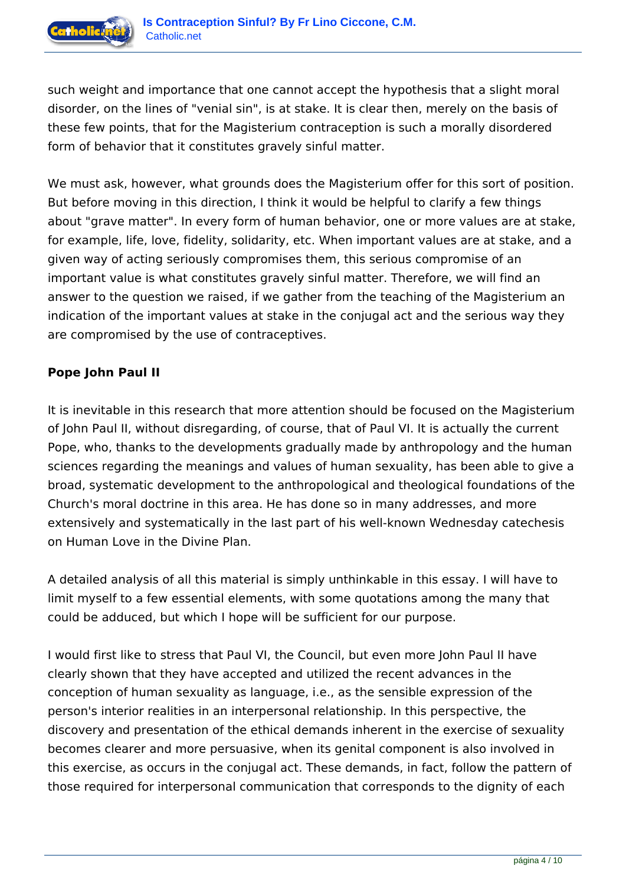such weight and importance that one cannot accept the hypothesis that a slight moral disorder, on the lines of "venial sin", is at stake. It is clear then, merely on the basis of these few points, that for the Magisterium contraception is such a morally disordered form of behavior that it constitutes gravely sinful matter.

We must ask, however, what grounds does the Magisterium offer for this sort of position. But before moving in this direction, I think it would be helpful to clarify a few things about "grave matter". In every form of human behavior, one or more values are at stake, for example, life, love, fidelity, solidarity, etc. When important values are at stake, and a given way of acting seriously compromises them, this serious compromise of an important value is what constitutes gravely sinful matter. Therefore, we will find an answer to the question we raised, if we gather from the teaching of the Magisterium an indication of the important values at stake in the conjugal act and the serious way they are compromised by the use of contraceptives.

**Pope John Paul II**

It is inevitable in this research that more attention should be focused on the Magisterium of John Paul II, without disregarding, of course, that of Paul VI. It is actually the current Pope, who, thanks to the developments gradually made by anthropology and the human sciences regarding the meanings and values of human sexuality, has been able to give a broad, systematic development to the anthropological and theological foundations of the Church's moral doctrine in this area. He has done so in many addresses, and more extensively and systematically in the last part of his well-known Wednesday catechesis on Human Love in the Divine Plan.

A detailed analysis of all this material is simply unthinkable in this essay. I will have to limit myself to a few essential elements, with some quotations among the many that could be adduced, but which I hope will be sufficient for our purpose.

I would first like to stress that Paul VI, the Council, but even more John Paul II have clearly shown that they have accepted and utilized the recent advances in the conception of human sexuality as language, i.e., as the sensible expression of the person's interior realities in an interpersonal relationship. In this perspective, the discovery and presentation of the ethical demands inherent in the exercise of sexuality becomes clearer and more persuasive, when its genital component is also involved in this exercise, as occurs in the conjugal act. These demands, in fact, follow the pattern of those required for interpersonal communication that corresponds to the dignity of each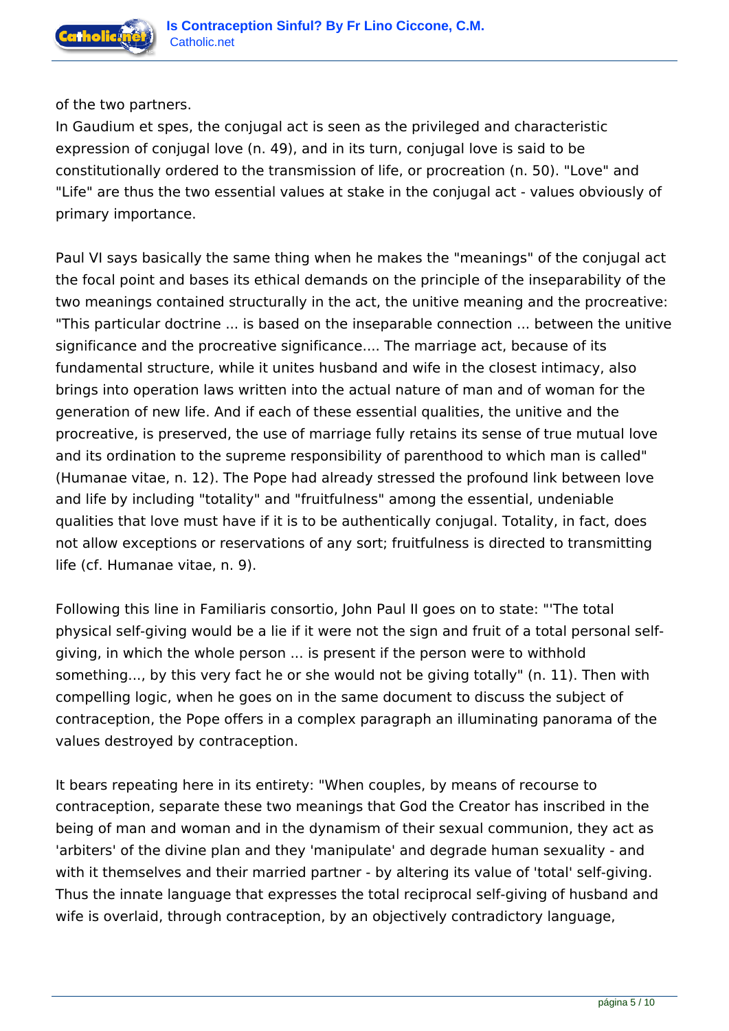of the two partners.
In Gaudium et spes, the conjugal act is seen as the privileged and characteristic expression of conjugal love (n. 49), and in its turn, conjugal love is said to be constitutionally ordered to the transmission of life, or procreation (n. 50). "Love" and "Life" are thus the two essential values at stake in the conjugal act - values obviously of primary importance.

Paul VI says basically the same thing when he makes the "meanings" of the conjugal act the focal point and bases its ethical demands on the principle of the inseparability of the two meanings contained structurally in the act, the unitive meaning and the procreative: "This particular doctrine ... is based on the inseparable connection ... between the unitive significance and the procreative significance.... The marriage act, because of its fundamental structure, while it unites husband and wife in the closest intimacy, also brings into operation laws written into the actual nature of man and of woman for the generation of new life. And if each of these essential qualities, the unitive and the procreative, is preserved, the use of marriage fully retains its sense of true mutual love and its ordination to the supreme responsibility of parenthood to which man is called" (Humanae vitae, n. 12). The Pope had already stressed the profound link between love and life by including "totality" and "fruitfulness" among the essential, undeniable qualities that love must have if it is to be authentically conjugal. Totality, in fact, does not allow exceptions or reservations of any sort; fruitfulness is directed to transmitting life (cf. Humanae vitae, n. 9).

Following this line in Familiaris consortio, John Paul II goes on to state: "'The total physical self-giving would be a lie if it were not the sign and fruit of a total personal self-giving, in which the whole person ... is present if the person were to withhold something..., by this very fact he or she would not be giving totally" (n. 11). Then with compelling logic, when he goes on in the same document to discuss the subject of contraception, the Pope offers in a complex paragraph an illuminating panorama of the values destroyed by contraception.

It bears repeating here in its entirety: "When couples, by means of recourse to contraception, separate these two meanings that God the Creator has inscribed in the being of man and woman and in the dynamism of their sexual communion, they act as 'arbiters' of the divine plan and they 'manipulate' and degrade human sexuality - and with it themselves and their married partner - by altering its value of 'total' self-giving. Thus the innate language that expresses the total reciprocal self-giving of husband and wife is overlaid, through contraception, by an objectively contradictory language,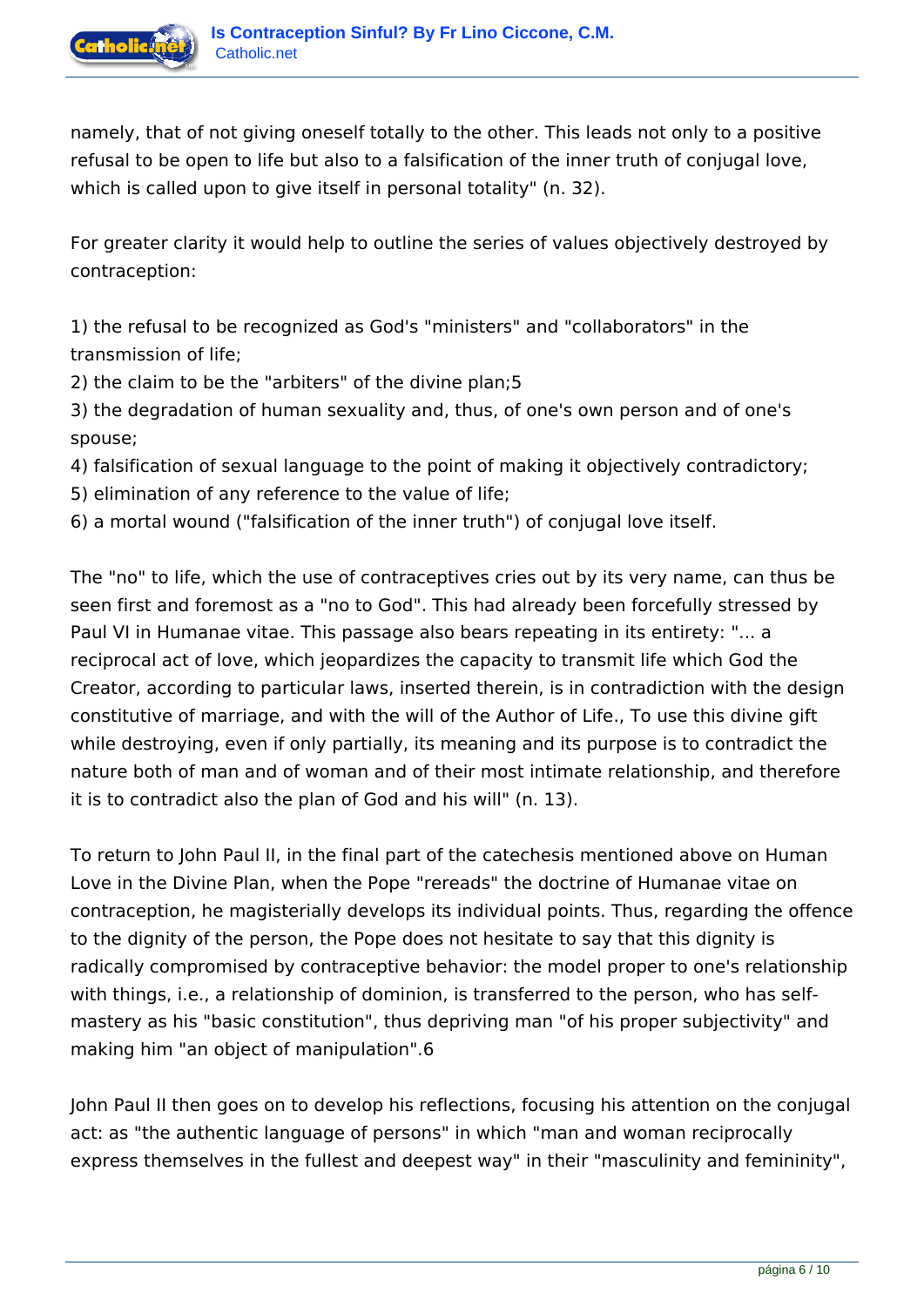namely, that of not giving oneself totally to the other. This leads not only to a positive refusal to be open to life but also to a falsification of the inner truth of conjugal love, which is called upon to give itself in personal totality" (n. 32).

For greater clarity it would help to outline the series of values objectively destroyed by contraception:

1) the refusal to be recognized as God's "ministers" and "collaborators" in the transmission of life;
2) the claim to be the "arbiters" of the divine plan;5
3) the degradation of human sexuality and, thus, of one's own person and of one's spouse;
4) falsification of sexual language to the point of making it objectively contradictory;
5) elimination of any reference to the value of life;
6) a mortal wound ("falsification of the inner truth") of conjugal love itself.

The "no" to life, which the use of contraceptives cries out by its very name, can thus be seen first and foremost as a "no to God". This had already been forcefully stressed by Paul VI in Humanae vitae. This passage also bears repeating in its entirety: "... a reciprocal act of love, which jeopardizes the capacity to transmit life which God the Creator, according to particular laws, inserted therein, is in contradiction with the design constitutive of marriage, and with the will of the Author of Life., To use this divine gift while destroying, even if only partially, its meaning and its purpose is to contradict the nature both of man and of woman and of their most intimate relationship, and therefore it is to contradict also the plan of God and his will" (n. 13).

To return to John Paul II, in the final part of the catechesis mentioned above on Human Love in the Divine Plan, when the Pope "rereads" the doctrine of Humanae vitae on contraception, he magisterially develops its individual points. Thus, regarding the offence to the dignity of the person, the Pope does not hesitate to say that this dignity is radically compromised by contraceptive behavior: the model proper to one's relationship with things, i.e., a relationship of dominion, is transferred to the person, who has self-mastery as his "basic constitution", thus depriving man "of his proper subjectivity" and making him "an object of manipulation".6

John Paul II then goes on to develop his reflections, focusing his attention on the conjugal act: as "the authentic language of persons" in which "man and woman reciprocally express themselves in the fullest and deepest way" in their "masculinity and femininity",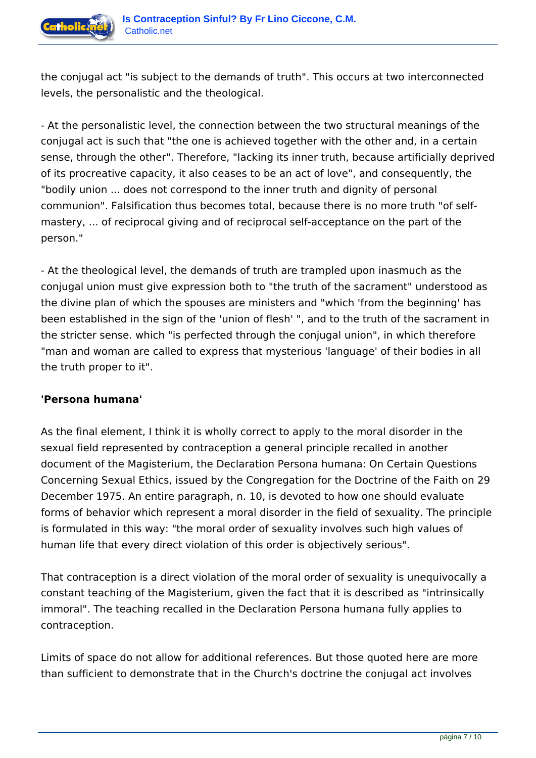the conjugal act "is subject to the demands of truth". This occurs at two interconnected levels, the personalistic and the theological.

- At the personalistic level, the connection between the two structural meanings of the conjugal act is such that "the one is achieved together with the other and, in a certain sense, through the other". Therefore, "lacking its inner truth, because artificially deprived of its procreative capacity, it also ceases to be an act of love", and consequently, the "bodily union ... does not correspond to the inner truth and dignity of personal communion". Falsification thus becomes total, because there is no more truth "of self-mastery, ... of reciprocal giving and of reciprocal self-acceptance on the part of the person."

- At the theological level, the demands of truth are trampled upon inasmuch as the conjugal union must give expression both to "the truth of the sacrament" understood as the divine plan of which the spouses are ministers and "which 'from the beginning' has been established in the sign of the 'union of flesh' ", and to the truth of the sacrament in the stricter sense. which "is perfected through the conjugal union", in which therefore "man and woman are called to express that mysterious 'language' of their bodies in all the truth proper to it".

**'Persona humana'**

As the final element, I think it is wholly correct to apply to the moral disorder in the sexual field represented by contraception a general principle recalled in another document of the Magisterium, the Declaration Persona humana: On Certain Questions Concerning Sexual Ethics, issued by the Congregation for the Doctrine of the Faith on 29 December 1975. An entire paragraph, n. 10, is devoted to how one should evaluate forms of behavior which represent a moral disorder in the field of sexuality. The principle is formulated in this way: "the moral order of sexuality involves such high values of human life that every direct violation of this order is objectively serious".

That contraception is a direct violation of the moral order of sexuality is unequivocally a constant teaching of the Magisterium, given the fact that it is described as "intrinsically immoral". The teaching recalled in the Declaration Persona humana fully applies to contraception.

Limits of space do not allow for additional references. But those quoted here are more than sufficient to demonstrate that in the Church's doctrine the conjugal act involves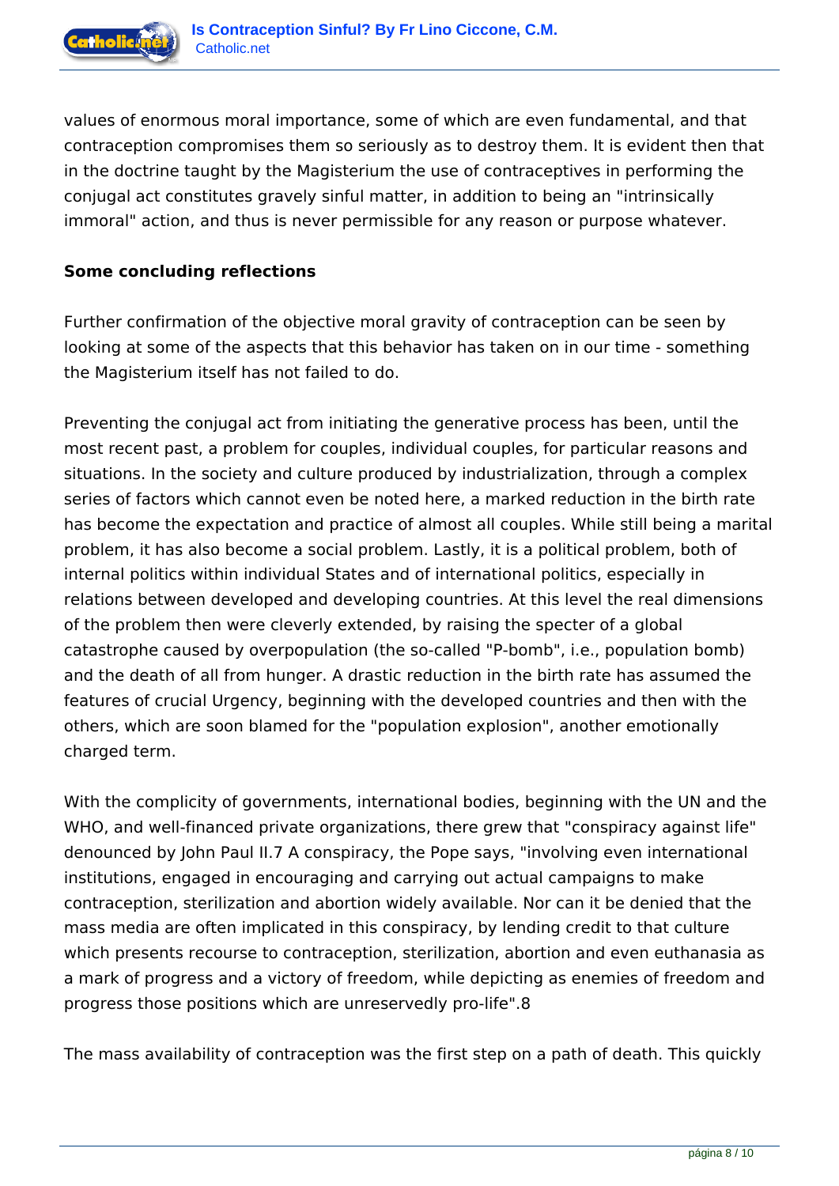values of enormous moral importance, some of which are even fundamental, and that contraception compromises them so seriously as to destroy them. It is evident then that in the doctrine taught by the Magisterium the use of contraceptives in performing the conjugal act constitutes gravely sinful matter, in addition to being an "intrinsically immoral" action, and thus is never permissible for any reason or purpose whatever.

**Some concluding reflections**

Further confirmation of the objective moral gravity of contraception can be seen by looking at some of the aspects that this behavior has taken on in our time - something the Magisterium itself has not failed to do.

Preventing the conjugal act from initiating the generative process has been, until the most recent past, a problem for couples, individual couples, for particular reasons and situations. In the society and culture produced by industrialization, through a complex series of factors which cannot even be noted here, a marked reduction in the birth rate has become the expectation and practice of almost all couples. While still being a marital problem, it has also become a social problem. Lastly, it is a political problem, both of internal politics within individual States and of international politics, especially in relations between developed and developing countries. At this level the real dimensions of the problem then were cleverly extended, by raising the specter of a global catastrophe caused by overpopulation (the so-called "P-bomb", i.e., population bomb) and the death of all from hunger. A drastic reduction in the birth rate has assumed the features of crucial Urgency, beginning with the developed countries and then with the others, which are soon blamed for the "population explosion", another emotionally charged term.

With the complicity of governments, international bodies, beginning with the UN and the WHO, and well-financed private organizations, there grew that "conspiracy against life" denounced by John Paul II.[7] A conspiracy, the Pope says, "involving even international institutions, engaged in encouraging and carrying out actual campaigns to make contraception, sterilization and abortion widely available. Nor can it be denied that the mass media are often implicated in this conspiracy, by lending credit to that culture which presents recourse to contraception, sterilization, abortion and even euthanasia as a mark of progress and a victory of freedom, while depicting as enemies of freedom and progress those positions which are unreservedly pro-life".[8]

The mass availability of contraception was the first step on a path of death. This quickly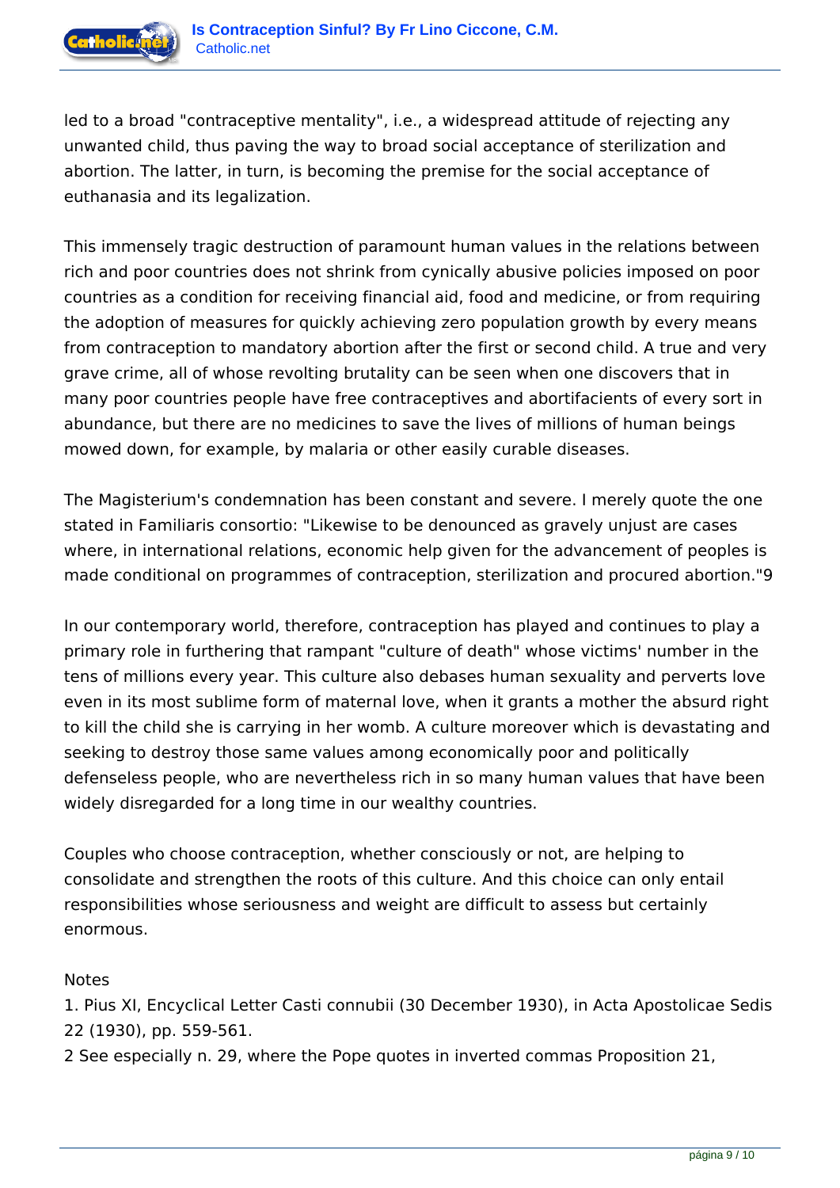led to a broad "contraceptive mentality", i.e., a widespread attitude of rejecting any unwanted child, thus paving the way to broad social acceptance of sterilization and abortion. The latter, in turn, is becoming the premise for the social acceptance of euthanasia and its legalization.

This immensely tragic destruction of paramount human values in the relations between rich and poor countries does not shrink from cynically abusive policies imposed on poor countries as a condition for receiving financial aid, food and medicine, or from requiring the adoption of measures for quickly achieving zero population growth by every means from contraception to mandatory abortion after the first or second child. A true and very grave crime, all of whose revolting brutality can be seen when one discovers that in many poor countries people have free contraceptives and abortifacients of every sort in abundance, but there are no medicines to save the lives of millions of human beings mowed down, for example, by malaria or other easily curable diseases.

The Magisterium's condemnation has been constant and severe. I merely quote the one stated in Familiaris consortio: "Likewise to be denounced as gravely unjust are cases where, in international relations, economic help given for the advancement of peoples is made conditional on programmes of contraception, sterilization and procured abortion."[9]

In our contemporary world, therefore, contraception has played and continues to play a primary role in furthering that rampant "culture of death" whose victims' number in the tens of millions every year. This culture also debases human sexuality and perverts love even in its most sublime form of maternal love, when it grants a mother the absurd right to kill the child she is carrying in her womb. A culture moreover which is devastating and seeking to destroy those same values among economically poor and politically defenseless people, who are nevertheless rich in so many human values that have been widely disregarded for a long time in our wealthy countries.

Couples who choose contraception, whether consciously or not, are helping to consolidate and strengthen the roots of this culture. And this choice can only entail responsibilities whose seriousness and weight are difficult to assess but certainly enormous.

Notes

1. Pius XI, Encyclical Letter Casti connubii (30 December 1930), in Acta Apostolicae Sedis 22 (1930), pp. 559-561.

2 See especially n. 29, where the Pope quotes in inverted commas Proposition 21,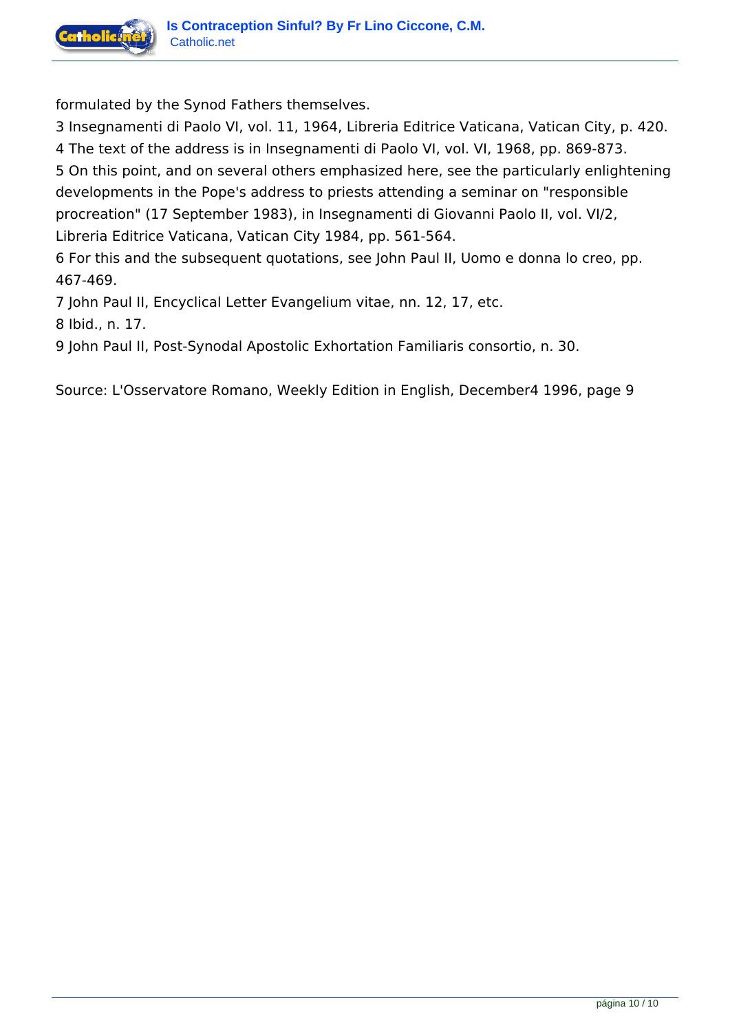formulated by the Synod Fathers themselves.

3 Insegnamenti di Paolo VI, vol. 11, 1964, Libreria Editrice Vaticana, Vatican City, p. 420.

4 The text of the address is in Insegnamenti di Paolo VI, vol. VI, 1968, pp. 869-873.

5 On this point, and on several others emphasized here, see the particularly enlightening developments in the Pope's address to priests attending a seminar on "responsible procreation" (17 September 1983), in Insegnamenti di Giovanni Paolo II, vol. VI/2, Libreria Editrice Vaticana, Vatican City 1984, pp. 561-564.

6 For this and the subsequent quotations, see John Paul II, Uomo e donna lo creo, pp. 467-469.

7 John Paul II, Encyclical Letter Evangelium vitae, nn. 12, 17, etc.

8 Ibid., n. 17.

9 John Paul II, Post-Synodal Apostolic Exhortation Familiaris consortio, n. 30.

Source: L'Osservatore Romano, Weekly Edition in English, December4 1996, page 9